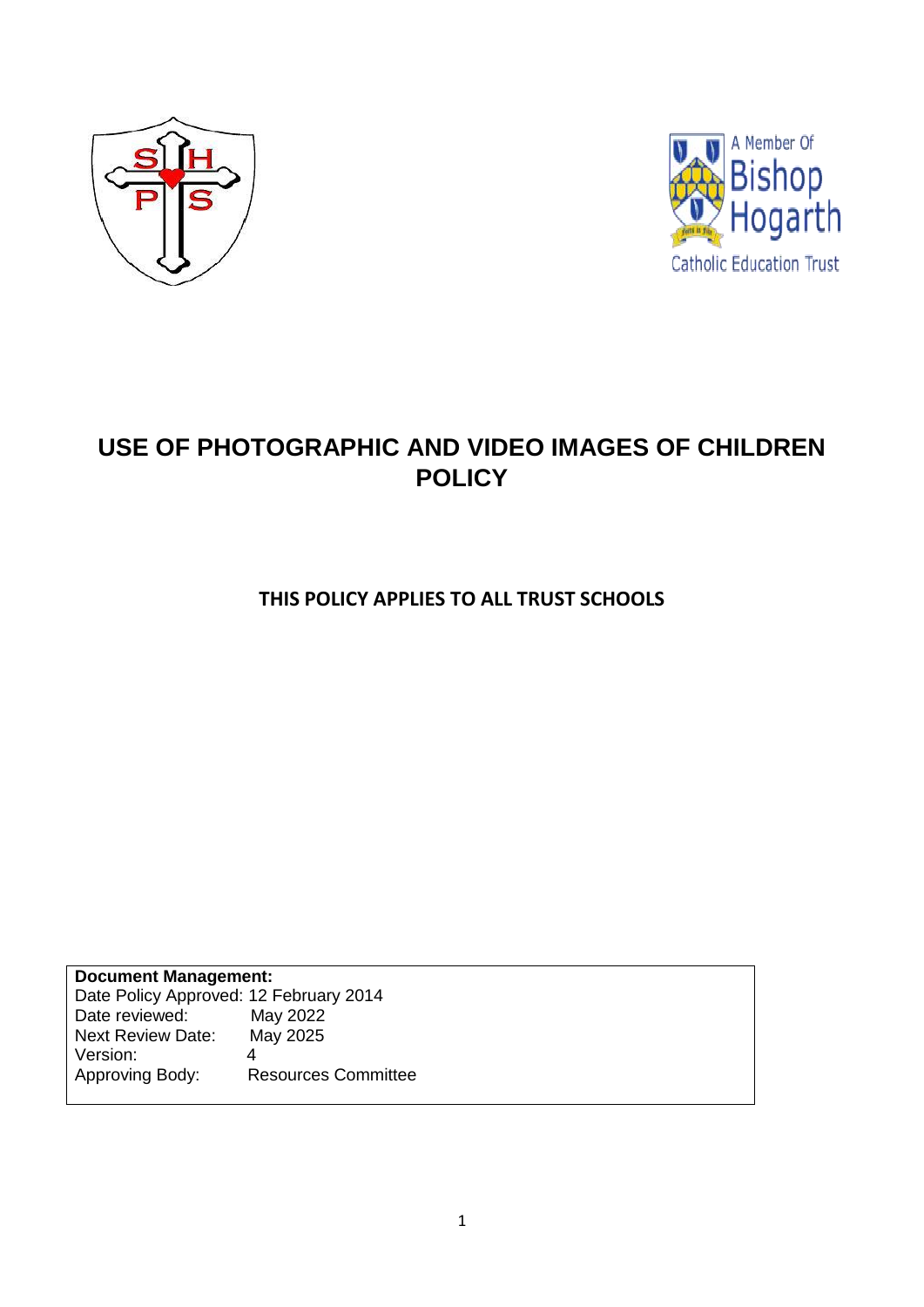# USE OF PHOTOGRAPHIC AND VIDEO IMAGES OF CHILDREN POLICY

**THIS POLICY APPLIES TO ALL TRUST SCHOOLS**

| **Document Management:** | |
|---|---|
| Date Policy Approved: | 12 February 2014 |
| Date reviewed: | May 2022 |
| Next Review Date: | May 2025 |
| Version: | 4 |
| Approving Body: | Resources Committee |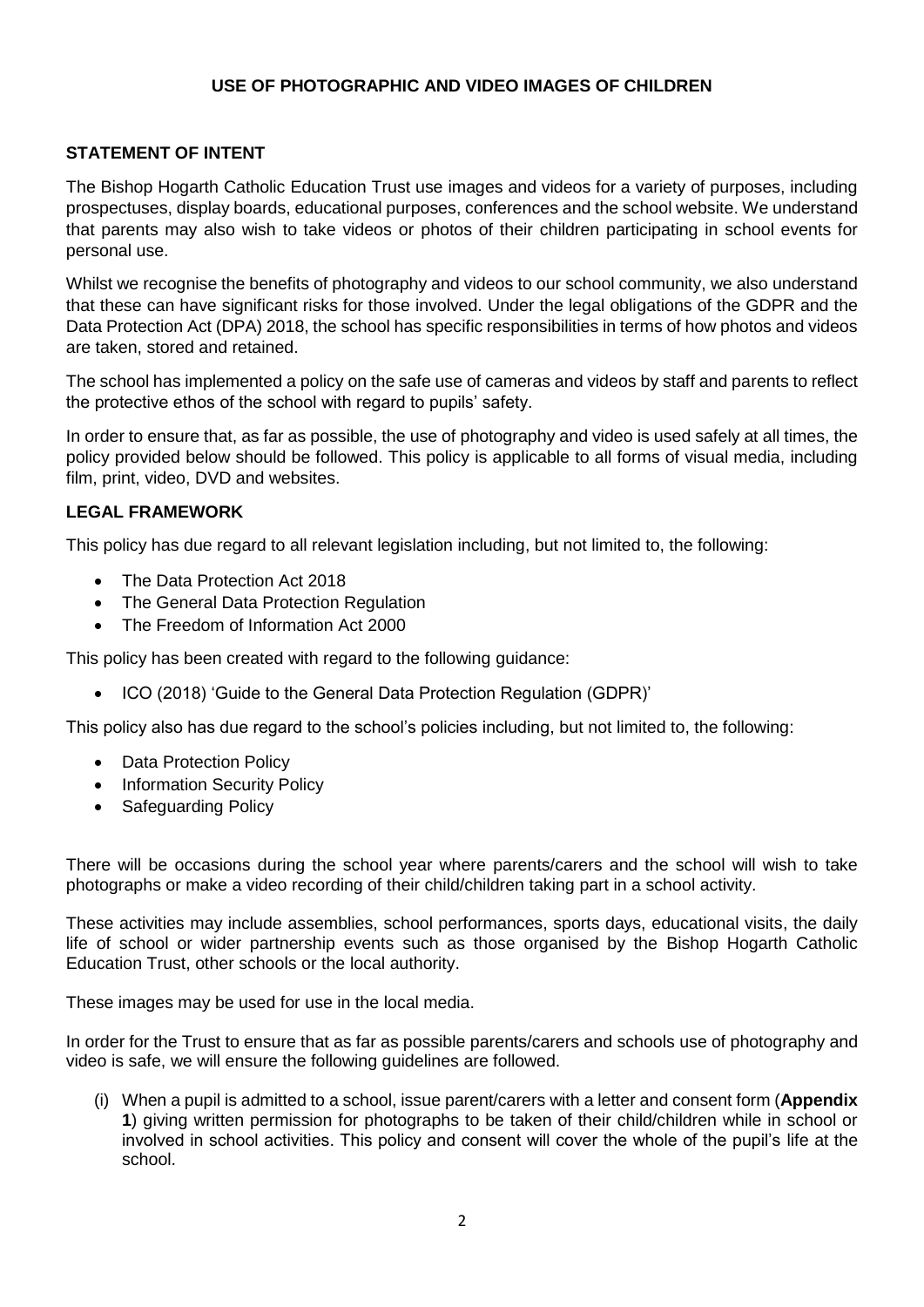# USE OF PHOTOGRAPHIC AND VIDEO IMAGES OF CHILDREN

## STATEMENT OF INTENT

The Bishop Hogarth Catholic Education Trust use images and videos for a variety of purposes, including prospectuses, display boards, educational purposes, conferences and the school website. We understand that parents may also wish to take videos or photos of their children participating in school events for personal use.

Whilst we recognise the benefits of photography and videos to our school community, we also understand that these can have significant risks for those involved. Under the legal obligations of the GDPR and the Data Protection Act (DPA) 2018, the school has specific responsibilities in terms of how photos and videos are taken, stored and retained.

The school has implemented a policy on the safe use of cameras and videos by staff and parents to reflect the protective ethos of the school with regard to pupils' safety.

In order to ensure that, as far as possible, the use of photography and video is used safely at all times, the policy provided below should be followed. This policy is applicable to all forms of visual media, including film, print, video, DVD and websites.

## LEGAL FRAMEWORK

This policy has due regard to all relevant legislation including, but not limited to, the following:

- The Data Protection Act 2018
- The General Data Protection Regulation
- The Freedom of Information Act 2000

This policy has been created with regard to the following guidance:

- ICO (2018) 'Guide to the General Data Protection Regulation (GDPR)'

This policy also has due regard to the school's policies including, but not limited to, the following:

- Data Protection Policy
- Information Security Policy
- Safeguarding Policy

There will be occasions during the school year where parents/carers and the school will wish to take photographs or make a video recording of their child/children taking part in a school activity.

These activities may include assemblies, school performances, sports days, educational visits, the daily life of school or wider partnership events such as those organised by the Bishop Hogarth Catholic Education Trust, other schools or the local authority.

These images may be used for use in the local media.

In order for the Trust to ensure that as far as possible parents/carers and schools use of photography and video is safe, we will ensure the following guidelines are followed.

(i) When a pupil is admitted to a school, issue parent/carers with a letter and consent form (**Appendix 1**) giving written permission for photographs to be taken of their child/children while in school or involved in school activities. This policy and consent will cover the whole of the pupil's life at the school.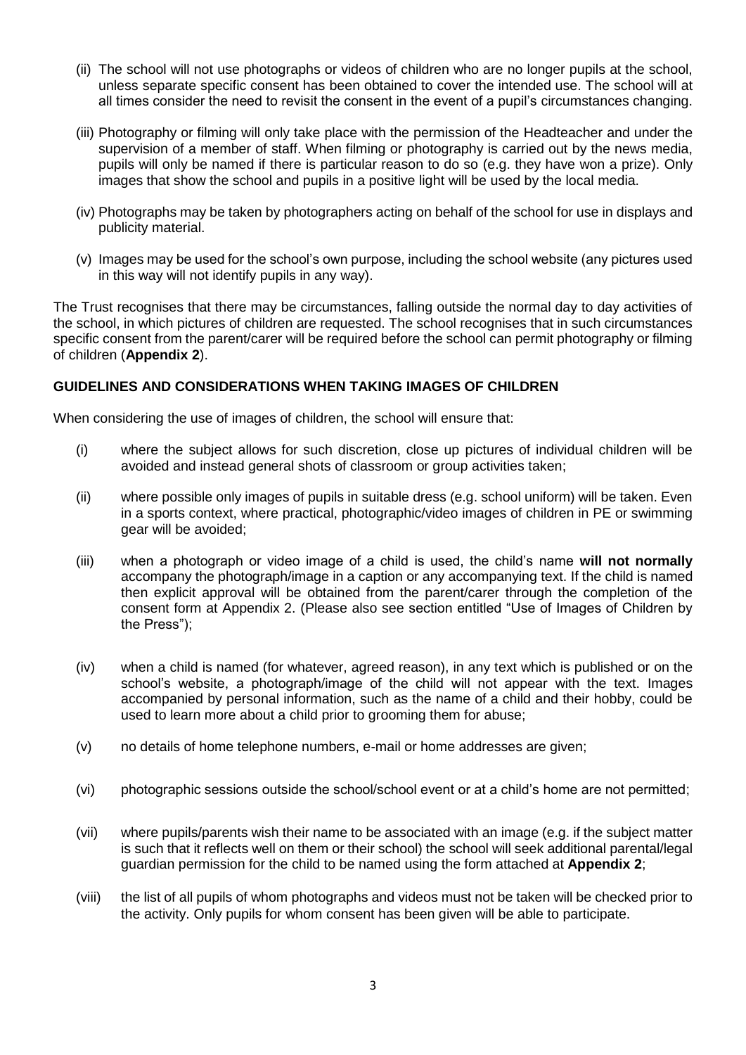(ii) The school will not use photographs or videos of children who are no longer pupils at the school, unless separate specific consent has been obtained to cover the intended use. The school will at all times consider the need to revisit the consent in the event of a pupil's circumstances changing.

(iii) Photography or filming will only take place with the permission of the Headteacher and under the supervision of a member of staff. When filming or photography is carried out by the news media, pupils will only be named if there is particular reason to do so (e.g. they have won a prize). Only images that show the school and pupils in a positive light will be used by the local media.

(iv) Photographs may be taken by photographers acting on behalf of the school for use in displays and publicity material.

(v) Images may be used for the school's own purpose, including the school website (any pictures used in this way will not identify pupils in any way).

The Trust recognises that there may be circumstances, falling outside the normal day to day activities of the school, in which pictures of children are requested. The school recognises that in such circumstances specific consent from the parent/carer will be required before the school can permit photography or filming of children (**Appendix 2**).

## GUIDELINES AND CONSIDERATIONS WHEN TAKING IMAGES OF CHILDREN

When considering the use of images of children, the school will ensure that:

(i) where the subject allows for such discretion, close up pictures of individual children will be avoided and instead general shots of classroom or group activities taken;

(ii) where possible only images of pupils in suitable dress (e.g. school uniform) will be taken. Even in a sports context, where practical, photographic/video images of children in PE or swimming gear will be avoided;

(iii) when a photograph or video image of a child is used, the child's name **will not normally** accompany the photograph/image in a caption or any accompanying text. If the child is named then explicit approval will be obtained from the parent/carer through the completion of the consent form at Appendix 2. (Please also see section entitled "Use of Images of Children by the Press");

(iv) when a child is named (for whatever, agreed reason), in any text which is published or on the school's website, a photograph/image of the child will not appear with the text. Images accompanied by personal information, such as the name of a child and their hobby, could be used to learn more about a child prior to grooming them for abuse;

(v) no details of home telephone numbers, e-mail or home addresses are given;

(vi) photographic sessions outside the school/school event or at a child's home are not permitted;

(vii) where pupils/parents wish their name to be associated with an image (e.g. if the subject matter is such that it reflects well on them or their school) the school will seek additional parental/legal guardian permission for the child to be named using the form attached at **Appendix 2**;

(viii) the list of all pupils of whom photographs and videos must not be taken will be checked prior to the activity. Only pupils for whom consent has been given will be able to participate.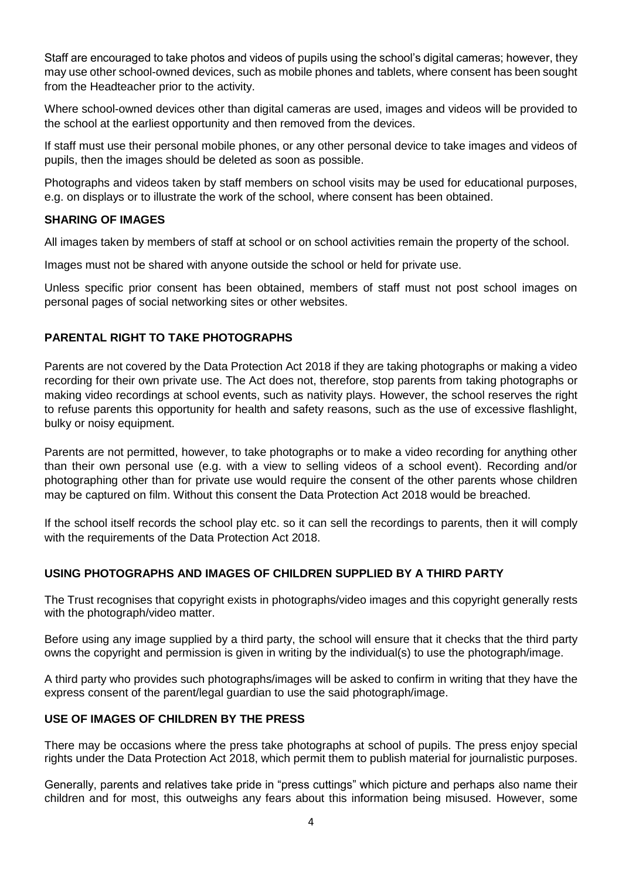Staff are encouraged to take photos and videos of pupils using the school's digital cameras; however, they may use other school-owned devices, such as mobile phones and tablets, where consent has been sought from the Headteacher prior to the activity.

Where school-owned devices other than digital cameras are used, images and videos will be provided to the school at the earliest opportunity and then removed from the devices.

If staff must use their personal mobile phones, or any other personal device to take images and videos of pupils, then the images should be deleted as soon as possible.

Photographs and videos taken by staff members on school visits may be used for educational purposes, e.g. on displays or to illustrate the work of the school, where consent has been obtained.

## SHARING OF IMAGES

All images taken by members of staff at school or on school activities remain the property of the school.

Images must not be shared with anyone outside the school or held for private use.

Unless specific prior consent has been obtained, members of staff must not post school images on personal pages of social networking sites or other websites.

## PARENTAL RIGHT TO TAKE PHOTOGRAPHS

Parents are not covered by the Data Protection Act 2018 if they are taking photographs or making a video recording for their own private use. The Act does not, therefore, stop parents from taking photographs or making video recordings at school events, such as nativity plays. However, the school reserves the right to refuse parents this opportunity for health and safety reasons, such as the use of excessive flashlight, bulky or noisy equipment.

Parents are not permitted, however, to take photographs or to make a video recording for anything other than their own personal use (e.g. with a view to selling videos of a school event). Recording and/or photographing other than for private use would require the consent of the other parents whose children may be captured on film. Without this consent the Data Protection Act 2018 would be breached.

If the school itself records the school play etc. so it can sell the recordings to parents, then it will comply with the requirements of the Data Protection Act 2018.

## USING PHOTOGRAPHS AND IMAGES OF CHILDREN SUPPLIED BY A THIRD PARTY

The Trust recognises that copyright exists in photographs/video images and this copyright generally rests with the photograph/video matter.

Before using any image supplied by a third party, the school will ensure that it checks that the third party owns the copyright and permission is given in writing by the individual(s) to use the photograph/image.

A third party who provides such photographs/images will be asked to confirm in writing that they have the express consent of the parent/legal guardian to use the said photograph/image.

## USE OF IMAGES OF CHILDREN BY THE PRESS

There may be occasions where the press take photographs at school of pupils. The press enjoy special rights under the Data Protection Act 2018, which permit them to publish material for journalistic purposes.

Generally, parents and relatives take pride in "press cuttings" which picture and perhaps also name their children and for most, this outweighs any fears about this information being misused. However, some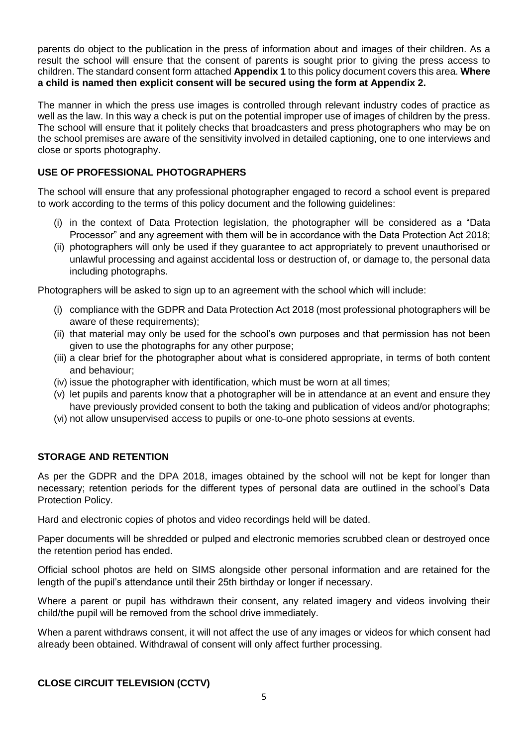parents do object to the publication in the press of information about and images of their children. As a result the school will ensure that the consent of parents is sought prior to giving the press access to children. The standard consent form attached **Appendix 1** to this policy document covers this area. **Where a child is named then explicit consent will be secured using the form at Appendix 2.**

The manner in which the press use images is controlled through relevant industry codes of practice as well as the law. In this way a check is put on the potential improper use of images of children by the press. The school will ensure that it politely checks that broadcasters and press photographers who may be on the school premises are aware of the sensitivity involved in detailed captioning, one to one interviews and close or sports photography.

## USE OF PROFESSIONAL PHOTOGRAPHERS

The school will ensure that any professional photographer engaged to record a school event is prepared to work according to the terms of this policy document and the following guidelines:

(i) in the context of Data Protection legislation, the photographer will be considered as a "Data Processor" and any agreement with them will be in accordance with the Data Protection Act 2018;
(ii) photographers will only be used if they guarantee to act appropriately to prevent unauthorised or unlawful processing and against accidental loss or destruction of, or damage to, the personal data including photographs.

Photographers will be asked to sign up to an agreement with the school which will include:

(i) compliance with the GDPR and Data Protection Act 2018 (most professional photographers will be aware of these requirements);
(ii) that material may only be used for the school's own purposes and that permission has not been given to use the photographs for any other purpose;
(iii) a clear brief for the photographer about what is considered appropriate, in terms of both content and behaviour;
(iv) issue the photographer with identification, which must be worn at all times;
(v) let pupils and parents know that a photographer will be in attendance at an event and ensure they have previously provided consent to both the taking and publication of videos and/or photographs;
(vi) not allow unsupervised access to pupils or one-to-one photo sessions at events.

## STORAGE AND RETENTION

As per the GDPR and the DPA 2018, images obtained by the school will not be kept for longer than necessary; retention periods for the different types of personal data are outlined in the school's Data Protection Policy.

Hard and electronic copies of photos and video recordings held will be dated.

Paper documents will be shredded or pulped and electronic memories scrubbed clean or destroyed once the retention period has ended.

Official school photos are held on SIMS alongside other personal information and are retained for the length of the pupil's attendance until their 25th birthday or longer if necessary.

Where a parent or pupil has withdrawn their consent, any related imagery and videos involving their child/the pupil will be removed from the school drive immediately.

When a parent withdraws consent, it will not affect the use of any images or videos for which consent had already been obtained. Withdrawal of consent will only affect further processing.

## CLOSE CIRCUIT TELEVISION (CCTV)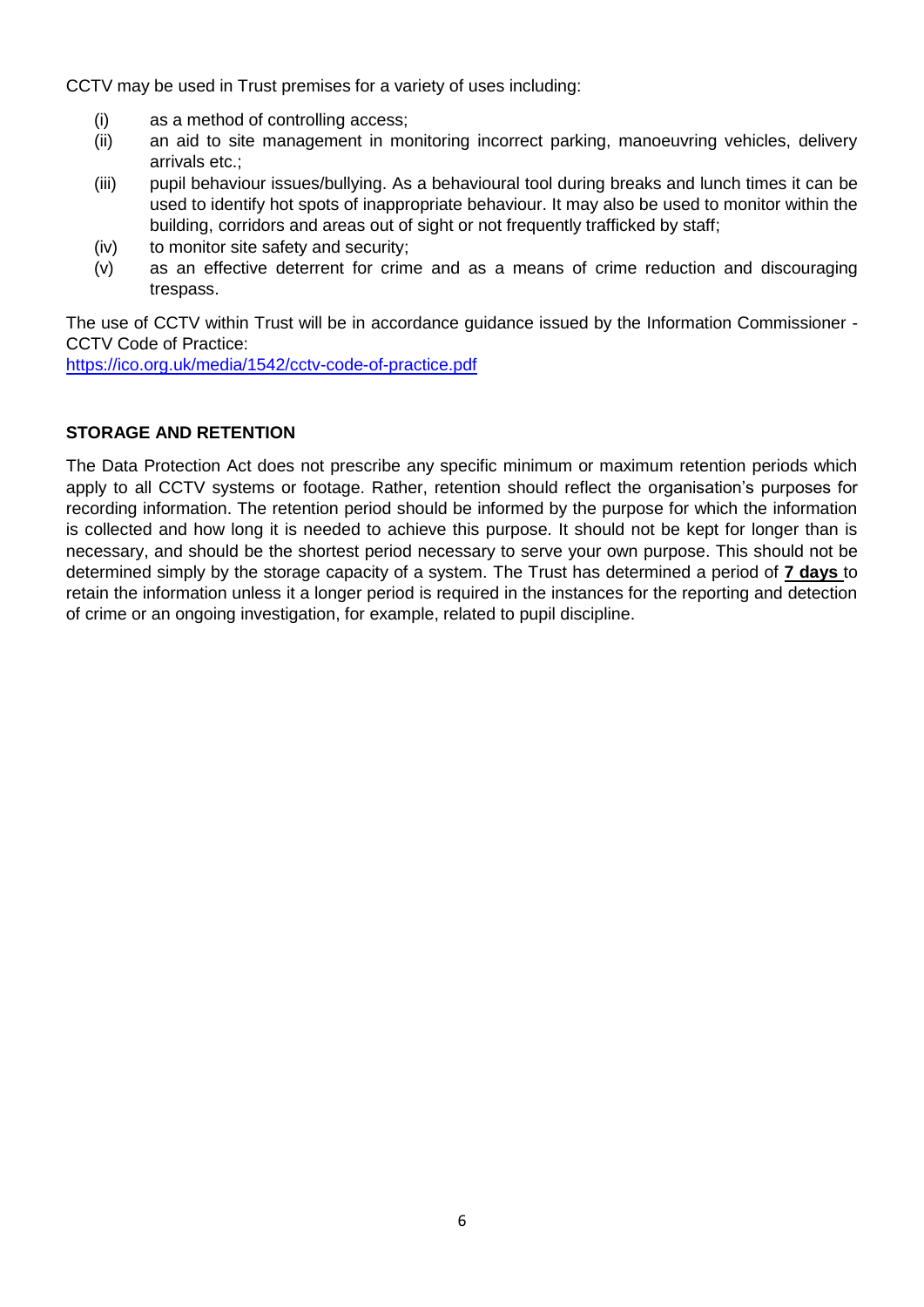CCTV may be used in Trust premises for a variety of uses including:

(i) as a method of controlling access;
(ii) an aid to site management in monitoring incorrect parking, manoeuvring vehicles, delivery arrivals etc.;
(iii) pupil behaviour issues/bullying. As a behavioural tool during breaks and lunch times it can be used to identify hot spots of inappropriate behaviour. It may also be used to monitor within the building, corridors and areas out of sight or not frequently trafficked by staff;
(iv) to monitor site safety and security;
(v) as an effective deterrent for crime and as a means of crime reduction and discouraging trespass.

The use of CCTV within Trust will be in accordance guidance issued by the Information Commissioner - CCTV Code of Practice:
https://ico.org.uk/media/1542/cctv-code-of-practice.pdf

**STORAGE AND RETENTION**

The Data Protection Act does not prescribe any specific minimum or maximum retention periods which apply to all CCTV systems or footage. Rather, retention should reflect the organisation's purposes for recording information. The retention period should be informed by the purpose for which the information is collected and how long it is needed to achieve this purpose. It should not be kept for longer than is necessary, and should be the shortest period necessary to serve your own purpose. This should not be determined simply by the storage capacity of a system. The Trust has determined a period of **7 days** to retain the information unless it a longer period is required in the instances for the reporting and detection of crime or an ongoing investigation, for example, related to pupil discipline.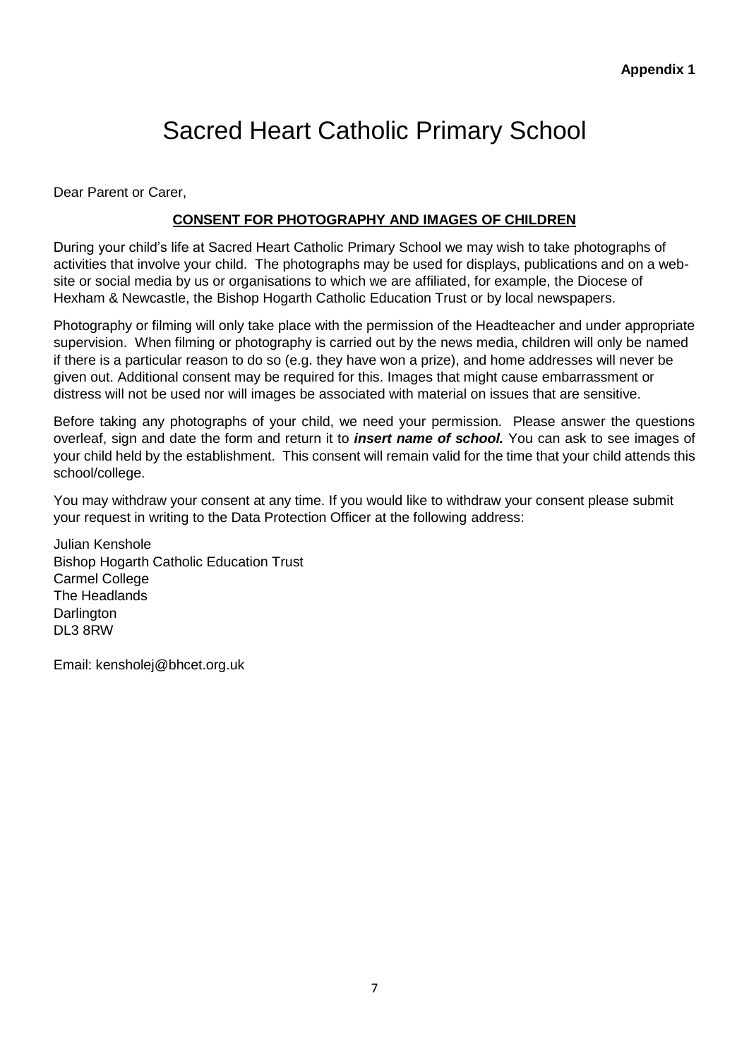**Appendix 1**

# Sacred Heart Catholic Primary School

Dear Parent or Carer,

**CONSENT FOR PHOTOGRAPHY AND IMAGES OF CHILDREN**

During your child's life at Sacred Heart Catholic Primary School we may wish to take photographs of activities that involve your child. The photographs may be used for displays, publications and on a website or social media by us or organisations to which we are affiliated, for example, the Diocese of Hexham & Newcastle, the Bishop Hogarth Catholic Education Trust or by local newspapers.

Photography or filming will only take place with the permission of the Headteacher and under appropriate supervision. When filming or photography is carried out by the news media, children will only be named if there is a particular reason to do so (e.g. they have won a prize), and home addresses will never be given out. Additional consent may be required for this. Images that might cause embarrassment or distress will not be used nor will images be associated with material on issues that are sensitive.

Before taking any photographs of your child, we need your permission. Please answer the questions overleaf, sign and date the form and return it to ***insert name of school.*** You can ask to see images of your child held by the establishment. This consent will remain valid for the time that your child attends this school/college.

You may withdraw your consent at any time. If you would like to withdraw your consent please submit your request in writing to the Data Protection Officer at the following address:

Julian Kenshole
Bishop Hogarth Catholic Education Trust
Carmel College
The Headlands
Darlington
DL3 8RW

Email: kensholej@bhcet.org.uk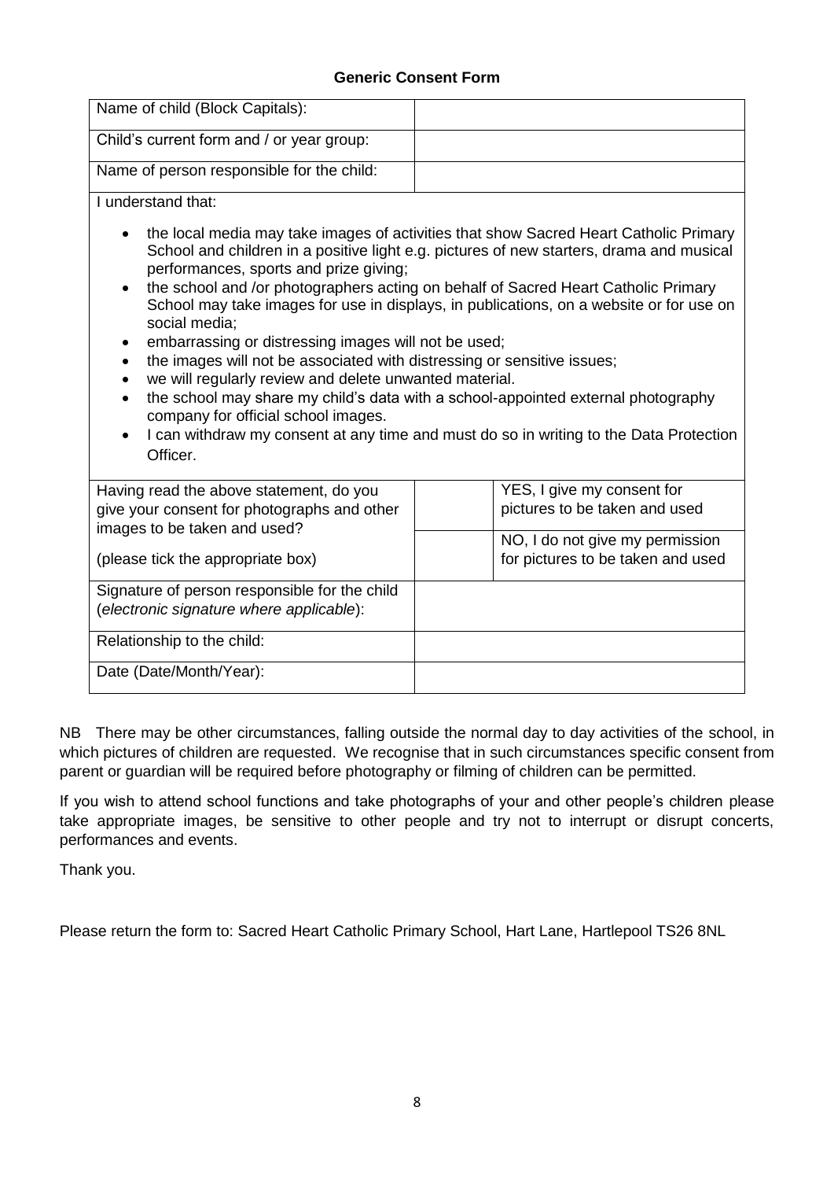**Generic Consent Form**

| Name of child (Block Capitals): | |
|---|---|
| Child's current form and / or year group: | |
| Name of person responsible for the child: | |

I understand that:

- the local media may take images of activities that show Sacred Heart Catholic Primary School and children in a positive light e.g. pictures of new starters, drama and musical performances, sports and prize giving;
- the school and /or photographers acting on behalf of Sacred Heart Catholic Primary School may take images for use in displays, in publications, on a website or for use on social media;
- embarrassing or distressing images will not be used;
- the images will not be associated with distressing or sensitive issues;
- we will regularly review and delete unwanted material.
- the school may share my child's data with a school-appointed external photography company for official school images.
- I can withdraw my consent at any time and must do so in writing to the Data Protection Officer.

| Having read the above statement, do you give your consent for photographs and other images to be taken and used? (please tick the appropriate box) | | |
|---|---|---|
| | | YES, I give my consent for pictures to be taken and used |
| | | NO, I do not give my permission for pictures to be taken and used |
| Signature of person responsible for the child (*electronic signature where applicable*): | | |
| Relationship to the child: | | |
| Date (Date/Month/Year): | | |

NB There may be other circumstances, falling outside the normal day to day activities of the school, in which pictures of children are requested. We recognise that in such circumstances specific consent from parent or guardian will be required before photography or filming of children can be permitted.

If you wish to attend school functions and take photographs of your and other people's children please take appropriate images, be sensitive to other people and try not to interrupt or disrupt concerts, performances and events.

Thank you.

Please return the form to: Sacred Heart Catholic Primary School, Hart Lane, Hartlepool TS26 8NL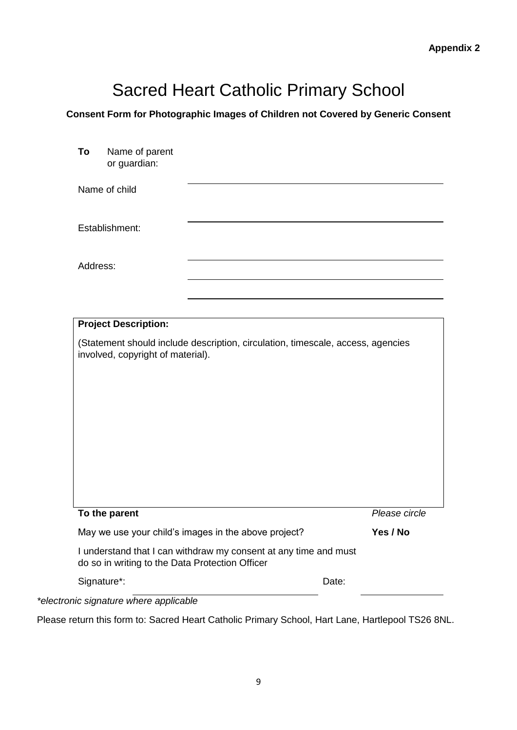**Appendix 2**

# Sacred Heart Catholic Primary School

**Consent Form for Photographic Images of Children not Covered by Generic Consent**

**To** Name of parent or guardian: ______________________________

Name of child ______________________________

Establishment: ______________________________

Address: ______________________________

______________________________

______________________________

**Project Description:**

(Statement should include description, circulation, timescale, access, agencies involved, copyright of material).

**To the parent** *Please circle*

May we use your child's images in the above project? **Yes / No**

I understand that I can withdraw my consent at any time and must do so in writing to the Data Protection Officer

Signature*: ______________________ Date: ____________

**electronic signature where applicable*

Please return this form to: Sacred Heart Catholic Primary School, Hart Lane, Hartlepool TS26 8NL.